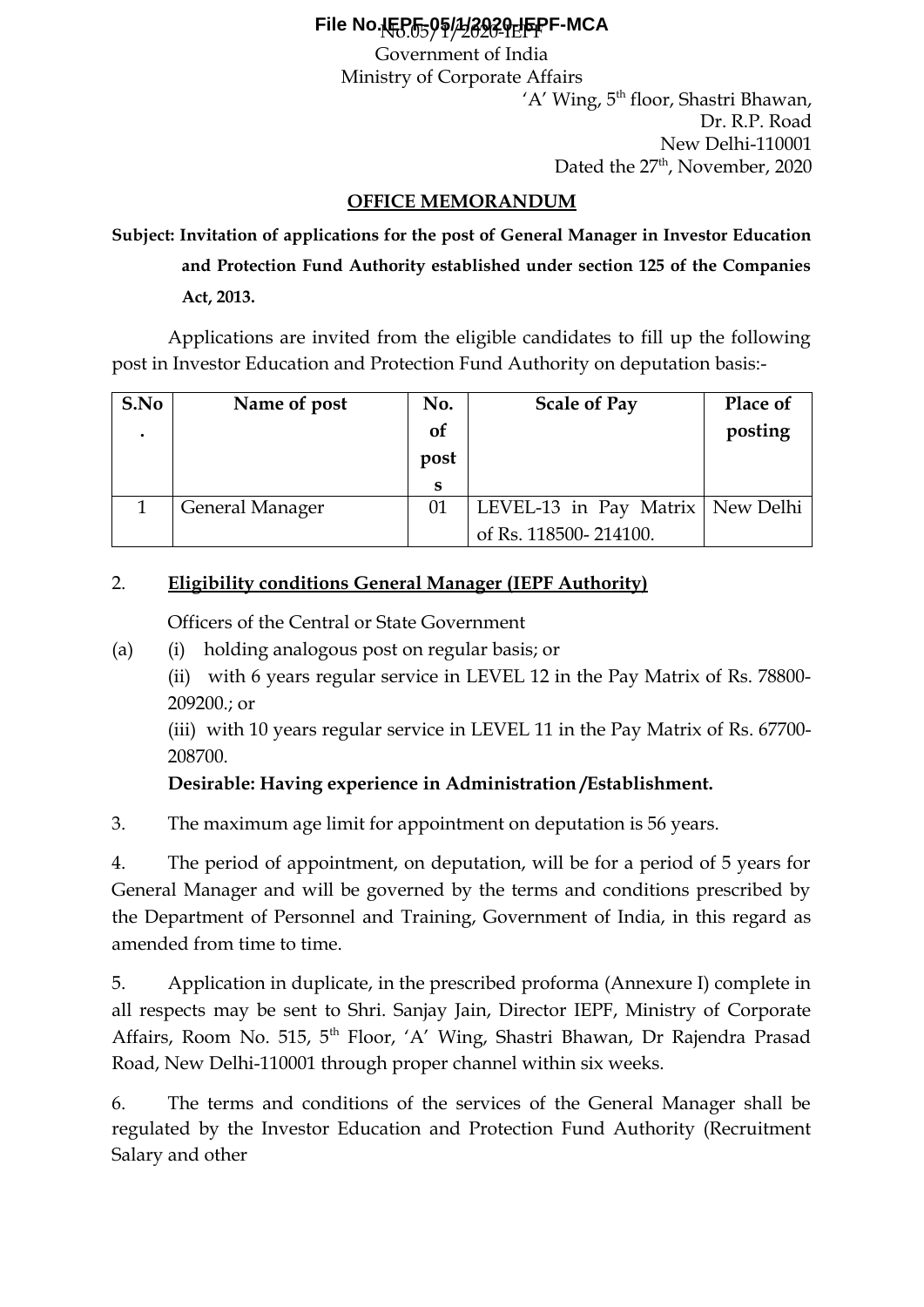File No.IEPF-05/1/2020-IEPF-MCA

Government of India
Ministry of Corporate Affairs

'A' Wing, 5th floor, Shastri Bhawan,
Dr. R.P. Road
New Delhi-110001
Dated the 27th, November, 2020

## OFFICE MEMORANDUM

**Subject: Invitation of applications for the post of General Manager in Investor Education and Protection Fund Authority established under section 125 of the Companies Act, 2013.**

Applications are invited from the eligible candidates to fill up the following post in Investor Education and Protection Fund Authority on deputation basis:-

| S.No. | Name of post | No. of posts | Scale of Pay | Place of posting |
|---|---|---|---|---|
| 1 | General Manager | 01 | LEVEL-13 in Pay Matrix of Rs. 118500- 214100. | New Delhi |

2. **Eligibility conditions General Manager (IEPF Authority)**

Officers of the Central or State Government

(a) (i) holding analogous post on regular basis; or

(ii) with 6 years regular service in LEVEL 12 in the Pay Matrix of Rs. 78800-209200.; or

(iii) with 10 years regular service in LEVEL 11 in the Pay Matrix of Rs. 67700-208700.

**Desirable: Having experience in Administration /Establishment.**

3. The maximum age limit for appointment on deputation is 56 years.

4. The period of appointment, on deputation, will be for a period of 5 years for General Manager and will be governed by the terms and conditions prescribed by the Department of Personnel and Training, Government of India, in this regard as amended from time to time.

5. Application in duplicate, in the prescribed proforma (Annexure I) complete in all respects may be sent to Shri. Sanjay Jain, Director IEPF, Ministry of Corporate Affairs, Room No. 515, 5th Floor, 'A' Wing, Shastri Bhawan, Dr Rajendra Prasad Road, New Delhi-110001 through proper channel within six weeks.

6. The terms and conditions of the services of the General Manager shall be regulated by the Investor Education and Protection Fund Authority (Recruitment Salary and other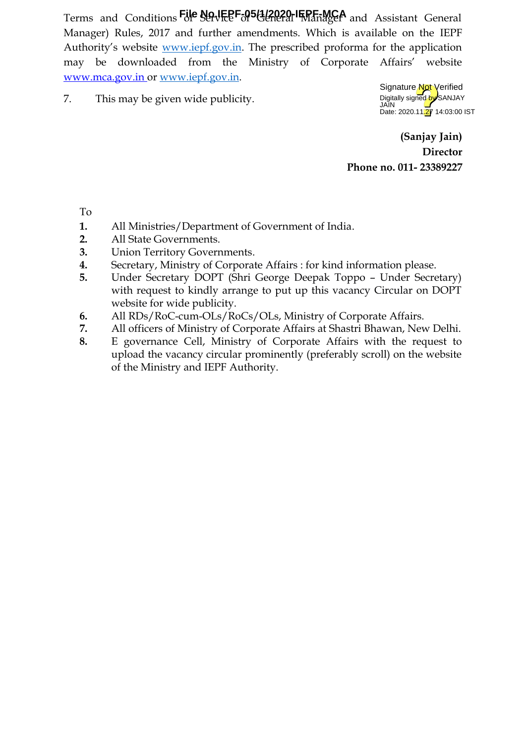Terms and Conditions of Service of General Manager and Assistant General Manager) Rules, 2017 and further amendments. Which is available on the IEPF Authority's website www.iepf.gov.in. The prescribed proforma for the application may be downloaded from the Ministry of Corporate Affairs' website www.mca.gov.in or www.iepf.gov.in.

7. This may be given wide publicity.

Signature Not Verified
Digitally signed by SANJAY JAIN
Date: 2020.11.27 14:03:00 IST

**(Sanjay Jain)**
**Director**
**Phone no. 011- 23389227**

To

1. All Ministries/Department of Government of India.
2. All State Governments.
3. Union Territory Governments.
4. Secretary, Ministry of Corporate Affairs : for kind information please.
5. Under Secretary DOPT (Shri George Deepak Toppo – Under Secretary) with request to kindly arrange to put up this vacancy Circular on DOPT website for wide publicity.
6. All RDs/RoC-cum-OLs/RoCs/OLs, Ministry of Corporate Affairs.
7. All officers of Ministry of Corporate Affairs at Shastri Bhawan, New Delhi.
8. E governance Cell, Ministry of Corporate Affairs with the request to upload the vacancy circular prominently (preferably scroll) on the website of the Ministry and IEPF Authority.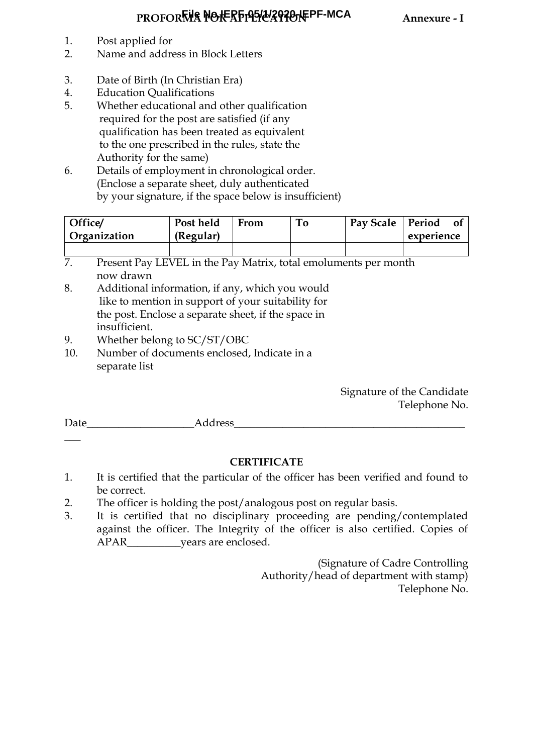File No.IEPF-05/1/2020-IEPF-MCA

# PROFORMA FOR APPLICATION

**Annexure - I**

1. Post applied for
2. Name and address in Block Letters
3. Date of Birth (In Christian Era)
4. Education Qualifications
5. Whether educational and other qualification required for the post are satisfied (if any qualification has been treated as equivalent to the one prescribed in the rules, state the Authority for the same)
6. Details of employment in chronological order. (Enclose a separate sheet, duly authenticated by your signature, if the space below is insufficient)

| Office/ Organization | Post held (Regular) | From | To | Pay Scale | Period of experience |
|---|---|---|---|---|---|
| | | | | | |

7. Present Pay LEVEL in the Pay Matrix, total emoluments per month now drawn
8. Additional information, if any, which you would like to mention in support of your suitability for the post. Enclose a separate sheet, if the space in insufficient.
9. Whether belong to SC/ST/OBC
10. Number of documents enclosed, Indicate in a separate list

Signature of the Candidate
Telephone No.

Date____________________Address_____________________________________________

## CERTIFICATE

1. It is certified that the particular of the officer has been verified and found to be correct.
2. The officer is holding the post/analogous post on regular basis.
3. It is certified that no disciplinary proceeding are pending/contemplated against the officer. The Integrity of the officer is also certified. Copies of APAR__________years are enclosed.

(Signature of Cadre Controlling Authority/head of department with stamp)
Telephone No.